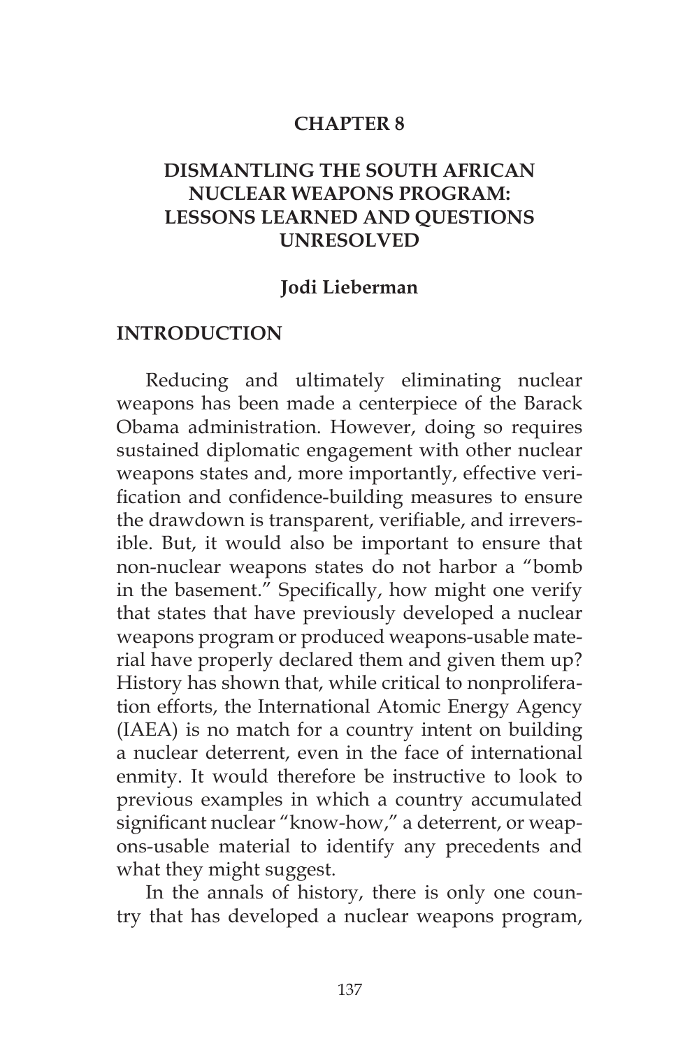# CHAPTER 8

## DISMANTLING THE SOUTH AFRICAN NUCLEAR WEAPONS PROGRAM: LESSONS LEARNED AND QUESTIONS UNRESOLVED

**Jodi Lieberman**

## INTRODUCTION

Reducing and ultimately eliminating nuclear weapons has been made a centerpiece of the Barack Obama administration. However, doing so requires sustained diplomatic engagement with other nuclear weapons states and, more importantly, effective verification and confidence-building measures to ensure the drawdown is transparent, verifiable, and irreversible. But, it would also be important to ensure that non-nuclear weapons states do not harbor a "bomb in the basement." Specifically, how might one verify that states that have previously developed a nuclear weapons program or produced weapons-usable material have properly declared them and given them up? History has shown that, while critical to nonproliferation efforts, the International Atomic Energy Agency (IAEA) is no match for a country intent on building a nuclear deterrent, even in the face of international enmity. It would therefore be instructive to look to previous examples in which a country accumulated significant nuclear "know-how," a deterrent, or weapons-usable material to identify any precedents and what they might suggest.

In the annals of history, there is only one country that has developed a nuclear weapons program,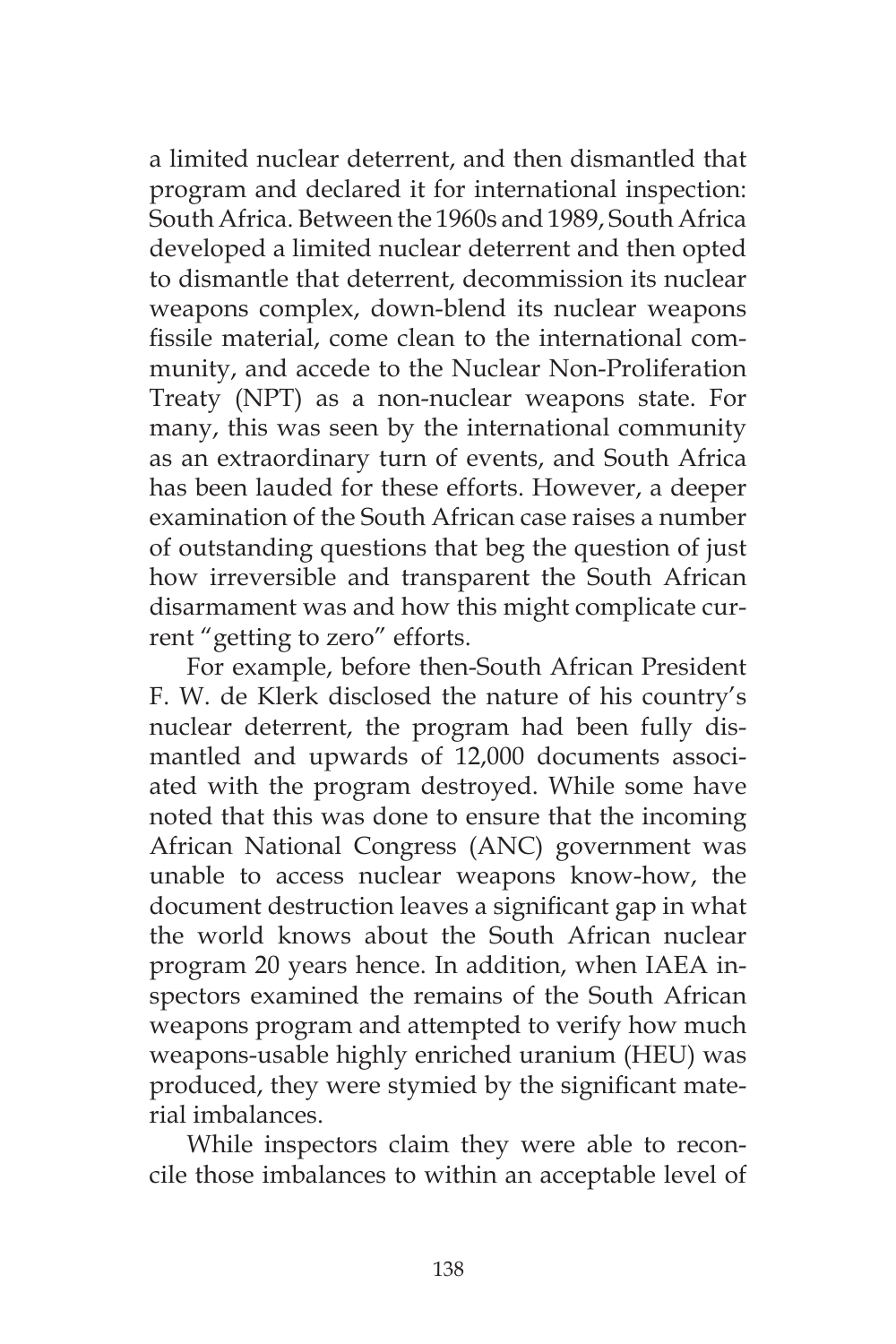a limited nuclear deterrent, and then dismantled that program and declared it for international inspection: South Africa. Between the 1960s and 1989, South Africa developed a limited nuclear deterrent and then opted to dismantle that deterrent, decommission its nuclear weapons complex, down-blend its nuclear weapons fissile material, come clean to the international community, and accede to the Nuclear Non-Proliferation Treaty (NPT) as a non-nuclear weapons state. For many, this was seen by the international community as an extraordinary turn of events, and South Africa has been lauded for these efforts. However, a deeper examination of the South African case raises a number of outstanding questions that beg the question of just how irreversible and transparent the South African disarmament was and how this might complicate current "getting to zero" efforts.

For example, before then-South African President F. W. de Klerk disclosed the nature of his country's nuclear deterrent, the program had been fully dismantled and upwards of 12,000 documents associated with the program destroyed. While some have noted that this was done to ensure that the incoming African National Congress (ANC) government was unable to access nuclear weapons know-how, the document destruction leaves a significant gap in what the world knows about the South African nuclear program 20 years hence. In addition, when IAEA inspectors examined the remains of the South African weapons program and attempted to verify how much weapons-usable highly enriched uranium (HEU) was produced, they were stymied by the significant material imbalances.

While inspectors claim they were able to reconcile those imbalances to within an acceptable level of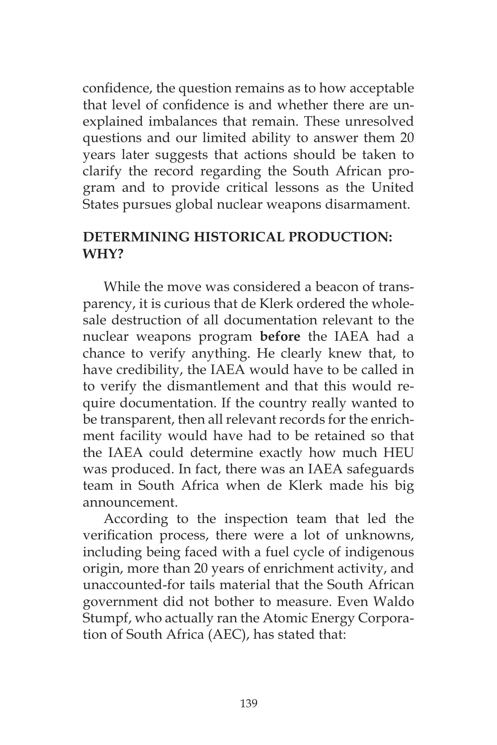confidence, the question remains as to how acceptable that level of confidence is and whether there are unexplained imbalances that remain. These unresolved questions and our limited ability to answer them 20 years later suggests that actions should be taken to clarify the record regarding the South African program and to provide critical lessons as the United States pursues global nuclear weapons disarmament.

## DETERMINING HISTORICAL PRODUCTION: WHY?

While the move was considered a beacon of transparency, it is curious that de Klerk ordered the wholesale destruction of all documentation relevant to the nuclear weapons program **before** the IAEA had a chance to verify anything. He clearly knew that, to have credibility, the IAEA would have to be called in to verify the dismantlement and that this would require documentation. If the country really wanted to be transparent, then all relevant records for the enrichment facility would have had to be retained so that the IAEA could determine exactly how much HEU was produced. In fact, there was an IAEA safeguards team in South Africa when de Klerk made his big announcement.

According to the inspection team that led the verification process, there were a lot of unknowns, including being faced with a fuel cycle of indigenous origin, more than 20 years of enrichment activity, and unaccounted-for tails material that the South African government did not bother to measure. Even Waldo Stumpf, who actually ran the Atomic Energy Corporation of South Africa (AEC), has stated that: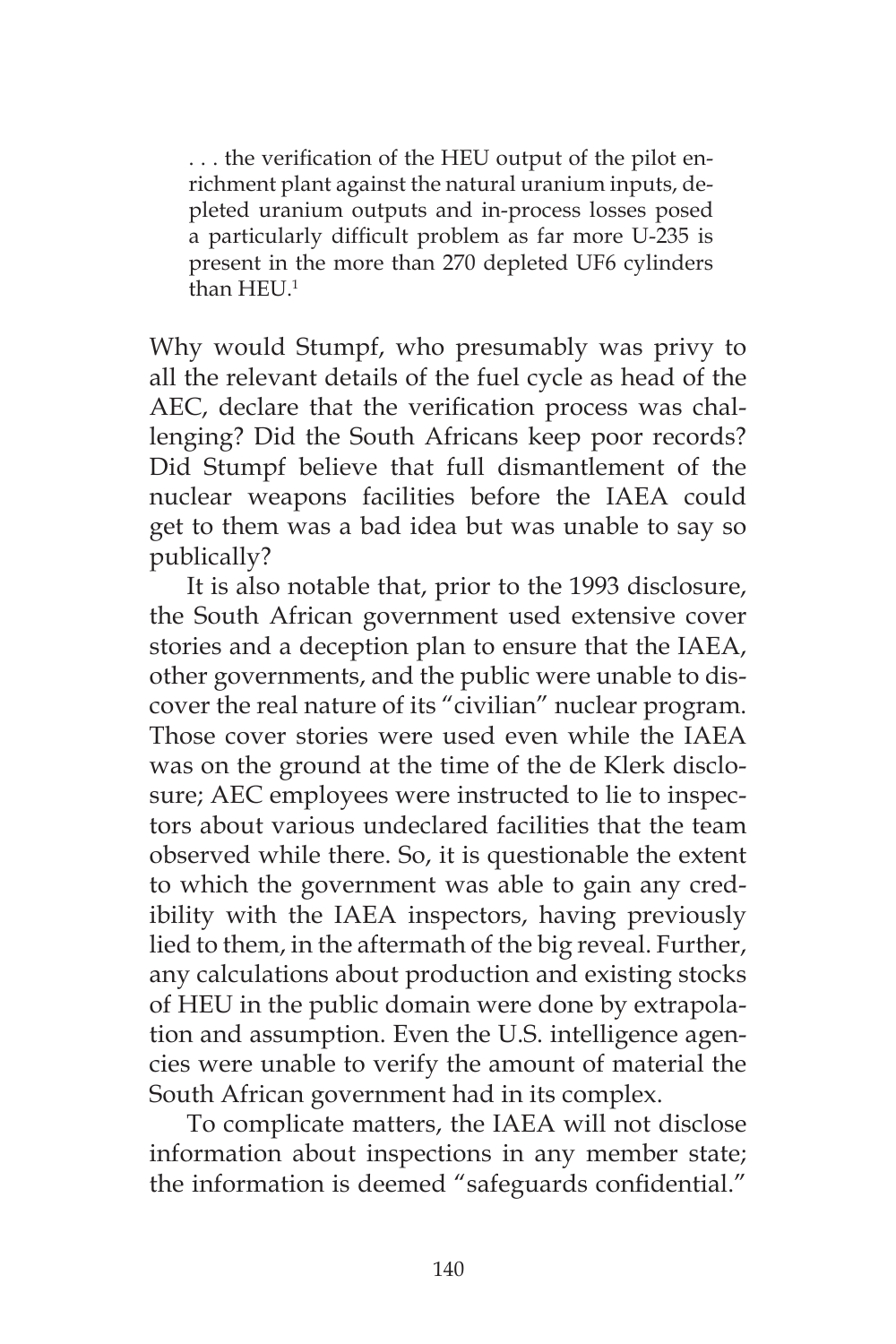> . . . the verification of the HEU output of the pilot enrichment plant against the natural uranium inputs, depleted uranium outputs and in-process losses posed a particularly difficult problem as far more U-235 is present in the more than 270 depleted UF6 cylinders than HEU.[1]

Why would Stumpf, who presumably was privy to all the relevant details of the fuel cycle as head of the AEC, declare that the verification process was challenging? Did the South Africans keep poor records? Did Stumpf believe that full dismantlement of the nuclear weapons facilities before the IAEA could get to them was a bad idea but was unable to say so publically?

It is also notable that, prior to the 1993 disclosure, the South African government used extensive cover stories and a deception plan to ensure that the IAEA, other governments, and the public were unable to discover the real nature of its "civilian" nuclear program. Those cover stories were used even while the IAEA was on the ground at the time of the de Klerk disclosure; AEC employees were instructed to lie to inspectors about various undeclared facilities that the team observed while there. So, it is questionable the extent to which the government was able to gain any credibility with the IAEA inspectors, having previously lied to them, in the aftermath of the big reveal. Further, any calculations about production and existing stocks of HEU in the public domain were done by extrapolation and assumption. Even the U.S. intelligence agencies were unable to verify the amount of material the South African government had in its complex.

To complicate matters, the IAEA will not disclose information about inspections in any member state; the information is deemed "safeguards confidential."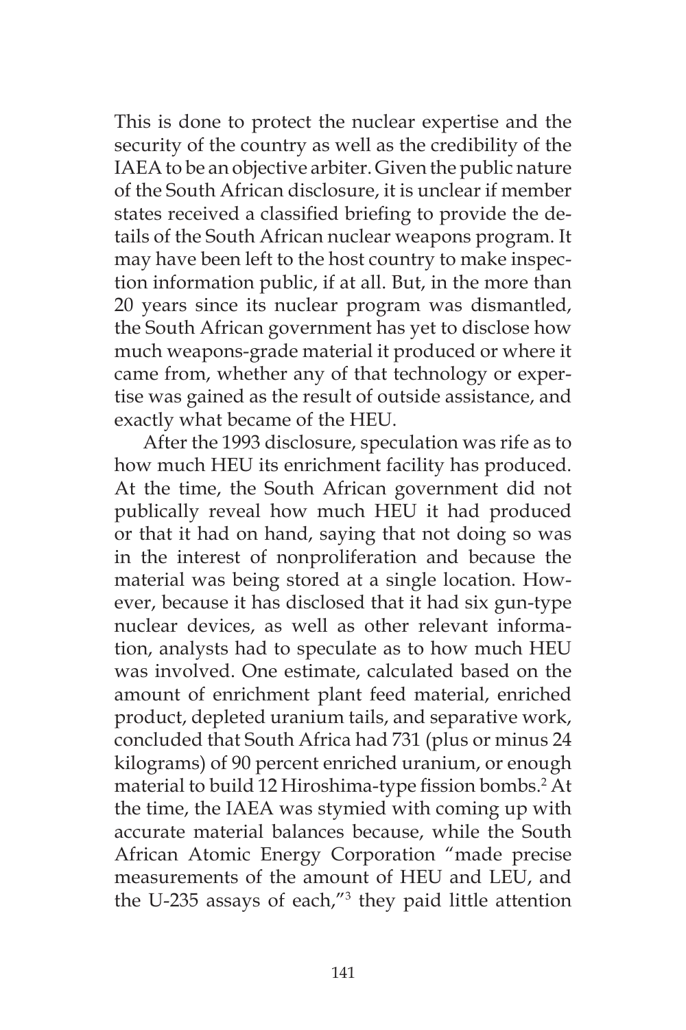This is done to protect the nuclear expertise and the security of the country as well as the credibility of the IAEA to be an objective arbiter. Given the public nature of the South African disclosure, it is unclear if member states received a classified briefing to provide the details of the South African nuclear weapons program. It may have been left to the host country to make inspection information public, if at all. But, in the more than 20 years since its nuclear program was dismantled, the South African government has yet to disclose how much weapons-grade material it produced or where it came from, whether any of that technology or expertise was gained as the result of outside assistance, and exactly what became of the HEU.

After the 1993 disclosure, speculation was rife as to how much HEU its enrichment facility has produced. At the time, the South African government did not publically reveal how much HEU it had produced or that it had on hand, saying that not doing so was in the interest of nonproliferation and because the material was being stored at a single location. However, because it has disclosed that it had six gun-type nuclear devices, as well as other relevant information, analysts had to speculate as to how much HEU was involved. One estimate, calculated based on the amount of enrichment plant feed material, enriched product, depleted uranium tails, and separative work, concluded that South Africa had 731 (plus or minus 24 kilograms) of 90 percent enriched uranium, or enough material to build 12 Hiroshima-type fission bombs.[2] At the time, the IAEA was stymied with coming up with accurate material balances because, while the South African Atomic Energy Corporation "made precise measurements of the amount of HEU and LEU, and the U-235 assays of each,"[3] they paid little attention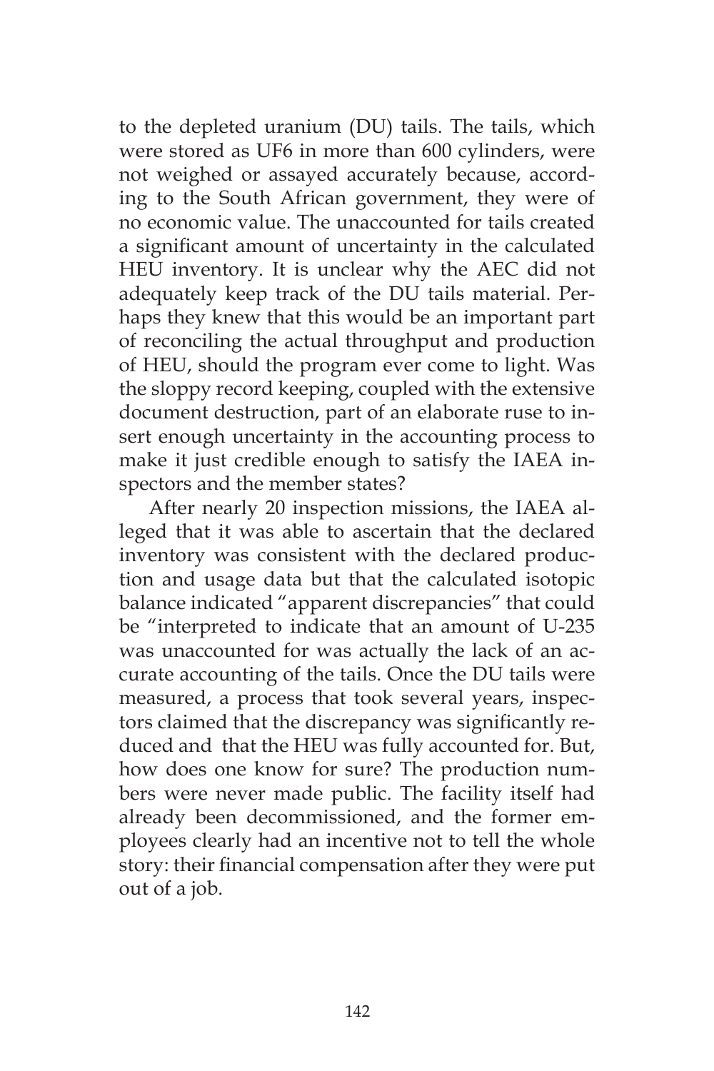to the depleted uranium (DU) tails. The tails, which were stored as $UF_6$ in more than 600 cylinders, were not weighed or assayed accurately because, according to the South African government, they were of no economic value. The unaccounted for tails created a significant amount of uncertainty in the calculated HEU inventory. It is unclear why the AEC did not adequately keep track of the DU tails material. Perhaps they knew that this would be an important part of reconciling the actual throughput and production of HEU, should the program ever come to light. Was the sloppy record keeping, coupled with the extensive document destruction, part of an elaborate ruse to insert enough uncertainty in the accounting process to make it just credible enough to satisfy the IAEA inspectors and the member states?

After nearly 20 inspection missions, the IAEA alleged that it was able to ascertain that the declared inventory was consistent with the declared production and usage data but that the calculated isotopic balance indicated "apparent discrepancies" that could be "interpreted to indicate that an amount of U-235 was unaccounted for was actually the lack of an accurate accounting of the tails. Once the DU tails were measured, a process that took several years, inspectors claimed that the discrepancy was significantly reduced and that the HEU was fully accounted for. But, how does one know for sure? The production numbers were never made public. The facility itself had already been decommissioned, and the former employees clearly had an incentive not to tell the whole story: their financial compensation after they were put out of a job.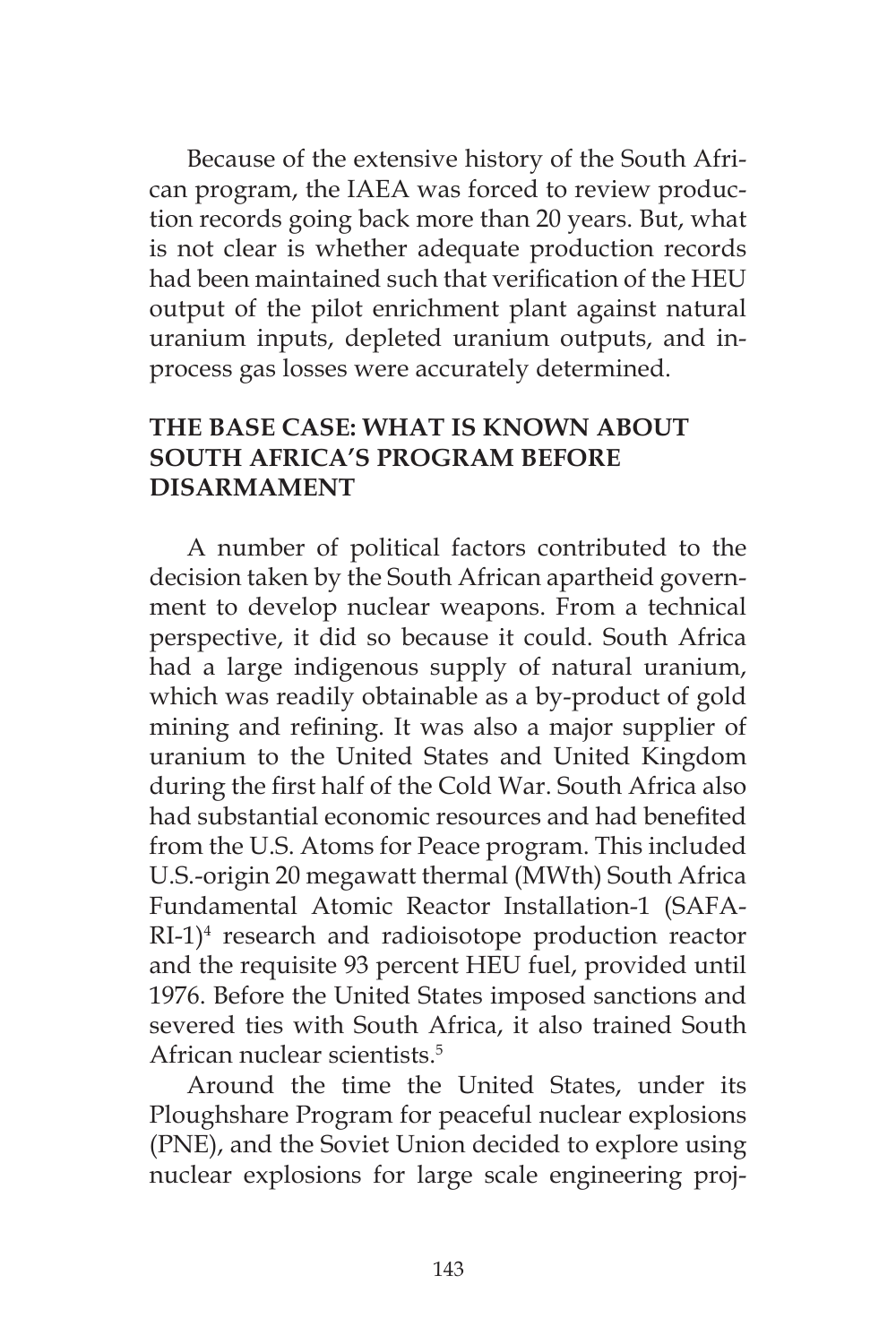Because of the extensive history of the South African program, the IAEA was forced to review production records going back more than 20 years. But, what is not clear is whether adequate production records had been maintained such that verification of the HEU output of the pilot enrichment plant against natural uranium inputs, depleted uranium outputs, and in-process gas losses were accurately determined.

## THE BASE CASE: WHAT IS KNOWN ABOUT SOUTH AFRICA'S PROGRAM BEFORE DISARMAMENT

A number of political factors contributed to the decision taken by the South African apartheid government to develop nuclear weapons. From a technical perspective, it did so because it could. South Africa had a large indigenous supply of natural uranium, which was readily obtainable as a by-product of gold mining and refining. It was also a major supplier of uranium to the United States and United Kingdom during the first half of the Cold War. South Africa also had substantial economic resources and had benefited from the U.S. Atoms for Peace program. This included U.S.-origin 20 megawatt thermal (MWth) South Africa Fundamental Atomic Reactor Installation-1 (SAFARI-1)[4] research and radioisotope production reactor and the requisite 93 percent HEU fuel, provided until 1976. Before the United States imposed sanctions and severed ties with South Africa, it also trained South African nuclear scientists.[5]

Around the time the United States, under its Ploughshare Program for peaceful nuclear explosions (PNE), and the Soviet Union decided to explore using nuclear explosions for large scale engineering proj-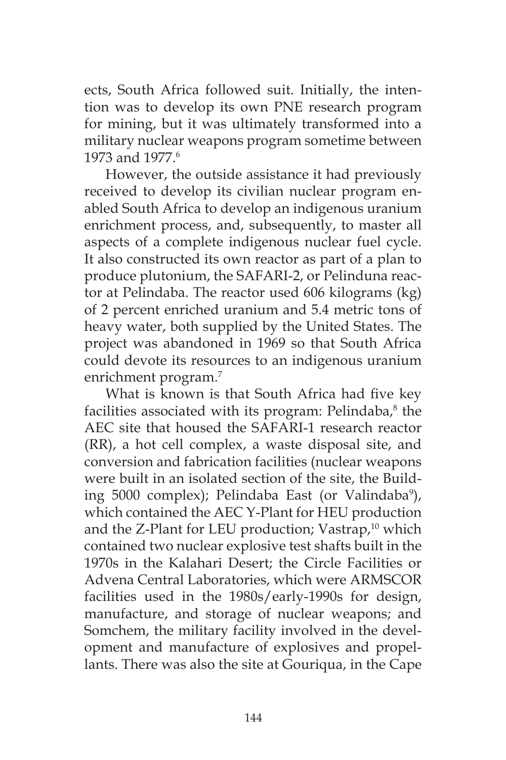ects, South Africa followed suit. Initially, the intention was to develop its own PNE research program for mining, but it was ultimately transformed into a military nuclear weapons program sometime between 1973 and 1977.[6]

However, the outside assistance it had previously received to develop its civilian nuclear program enabled South Africa to develop an indigenous uranium enrichment process, and, subsequently, to master all aspects of a complete indigenous nuclear fuel cycle. It also constructed its own reactor as part of a plan to produce plutonium, the SAFARI-2, or Pelinduna reactor at Pelindaba. The reactor used 606 kilograms (kg) of 2 percent enriched uranium and 5.4 metric tons of heavy water, both supplied by the United States. The project was abandoned in 1969 so that South Africa could devote its resources to an indigenous uranium enrichment program.[7]

What is known is that South Africa had five key facilities associated with its program: Pelindaba,[8] the AEC site that housed the SAFARI-1 research reactor (RR), a hot cell complex, a waste disposal site, and conversion and fabrication facilities (nuclear weapons were built in an isolated section of the site, the Building 5000 complex); Pelindaba East (or Valindaba[9]), which contained the AEC Y-Plant for HEU production and the Z-Plant for LEU production; Vastrap,[10] which contained two nuclear explosive test shafts built in the 1970s in the Kalahari Desert; the Circle Facilities or Advena Central Laboratories, which were ARMSCOR facilities used in the 1980s/early-1990s for design, manufacture, and storage of nuclear weapons; and Somchem, the military facility involved in the development and manufacture of explosives and propellants. There was also the site at Gouriqua, in the Cape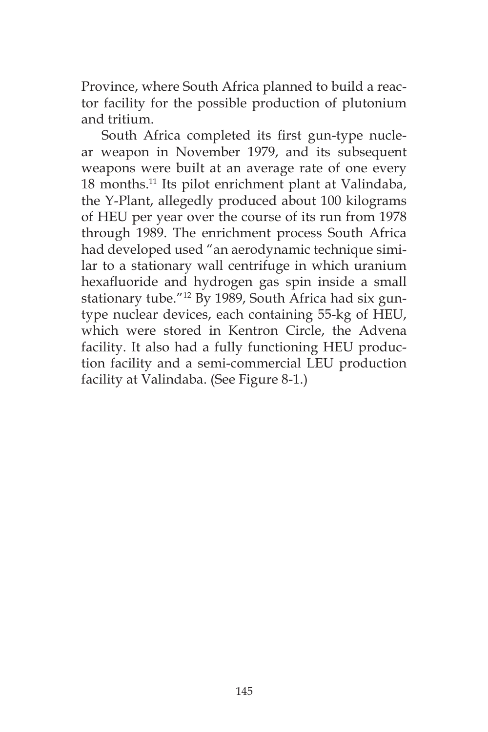Province, where South Africa planned to build a reactor facility for the possible production of plutonium and tritium.

South Africa completed its first gun-type nuclear weapon in November 1979, and its subsequent weapons were built at an average rate of one every 18 months.[11] Its pilot enrichment plant at Valindaba, the Y-Plant, allegedly produced about 100 kilograms of HEU per year over the course of its run from 1978 through 1989. The enrichment process South Africa had developed used "an aerodynamic technique similar to a stationary wall centrifuge in which uranium hexafluoride and hydrogen gas spin inside a small stationary tube."[12] By 1989, South Africa had six gun-type nuclear devices, each containing 55-kg of HEU, which were stored in Kentron Circle, the Advena facility. It also had a fully functioning HEU production facility and a semi-commercial LEU production facility at Valindaba. (See Figure 8-1.)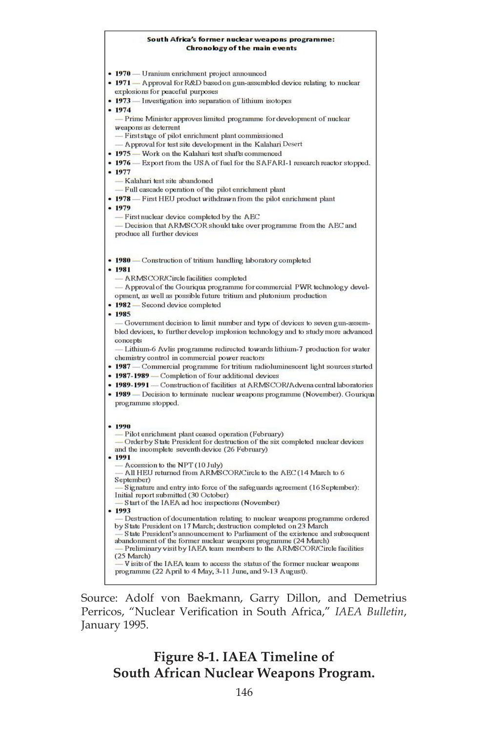**South Africa's former nuclear weapons programme: Chronology of the main events**

- **1970** — Uranium enrichment project announced
- **1971** — Approval for R&D based on gun-assembled device relating to nuclear explosions for peaceful purposes
- **1973** — Investigation into separation of lithium isotopes
- **1974**
  - — Prime Minister approves limited programme for development of nuclear weapons as deterrent
  - — First stage of pilot enrichment plant commissioned
  - — Approval for test site development in the Kalahari Desert
- **1975** — Work on the Kalahari test shafts commenced
- **1976** — Export from the USA of fuel for the SAFARI-1 research reactor stopped.
- **1977**
  - — Kalahari test site abandoned
  - — Full cascade operation of the pilot enrichment plant
- **1978** — First HEU product withdrawn from the pilot enrichment plant
- **1979**
  - — First nuclear device completed by the AEC
  - — Decision that ARMSCOR should take over programme from the AEC and produce all further devices
- **1980** — Construction of tritium handling laboratory completed
- **1981**
  - — ARMSCOR/Circle facilities completed
  - — Approval of the Gouriqua programme for commercial PWR technology development, as well as possible future tritium and plutonium production
- **1982** — Second device completed
- **1985**
  - — Government decision to limit number and type of devices to seven gun-assembled devices, to further develop implosion technology and to study more advanced concepts
  - — Lithium-6 Avlis programme redirected towards lithium-7 production for water chemistry control in commercial power reactors
- **1987** — Commercial programme for tritium radioluminescent light sources started
- **1987-1989** — Completion of four additional devices
- **1989-1991** — Construction of facilities at ARMSCOR/Advena central laboratories
- **1989** — Decision to terminate nuclear weapons programme (November). Gouriqua programme stopped.
- **1990**
  - — Pilot enrichment plant ceased operation (February)
  - — Order by State President for destruction of the six completed nuclear devices and the incomplete seventh device (26 February)
- **1991**
  - — Accession to the NPT (10 July)
  - — All HEU returned from ARMSCOR/Circle to the AEC (14 March to 6 September)
  - — Signature and entry into force of the safeguards agreement (16 September): Initial report submitted (30 October)
  - — Start of the IAEA ad hoc inspections (November)
- **1993**
  - — Destruction of documentation relating to nuclear weapons programme ordered by State President on 17 March; destruction completed on 23 March
  - — State President's announcement to Parliament of the existence and subsequent abandonment of the former nuclear weapons programme (24 March)
  - — Preliminary visit by IAEA team members to the ARMSCOR/Circle facilities (25 March)
  - — Visits of the IAEA team to access the status of the former nuclear weapons programme (22 April to 4 May, 3-11 June, and 9-13 August).

Source: Adolf von Baekmann, Garry Dillon, and Demetrius Perricos, "Nuclear Verification in South Africa," *IAEA Bulletin*, January 1995.

**Figure 8-1. IAEA Timeline of South African Nuclear Weapons Program.**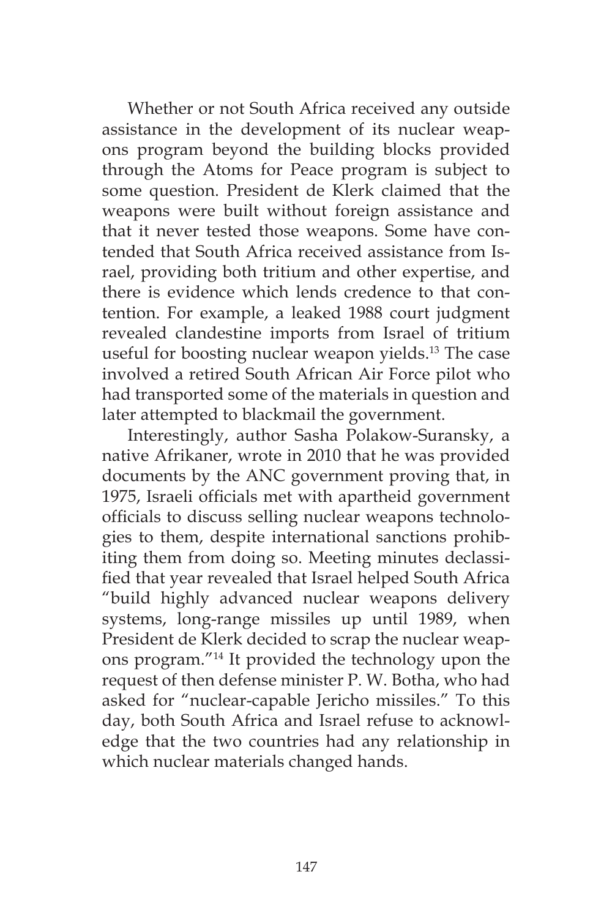Whether or not South Africa received any outside assistance in the development of its nuclear weapons program beyond the building blocks provided through the Atoms for Peace program is subject to some question. President de Klerk claimed that the weapons were built without foreign assistance and that it never tested those weapons. Some have contended that South Africa received assistance from Israel, providing both tritium and other expertise, and there is evidence which lends credence to that contention. For example, a leaked 1988 court judgment revealed clandestine imports from Israel of tritium useful for boosting nuclear weapon yields.[13] The case involved a retired South African Air Force pilot who had transported some of the materials in question and later attempted to blackmail the government.

Interestingly, author Sasha Polakow-Suransky, a native Afrikaner, wrote in 2010 that he was provided documents by the ANC government proving that, in 1975, Israeli officials met with apartheid government officials to discuss selling nuclear weapons technologies to them, despite international sanctions prohibiting them from doing so. Meeting minutes declassified that year revealed that Israel helped South Africa "build highly advanced nuclear weapons delivery systems, long-range missiles up until 1989, when President de Klerk decided to scrap the nuclear weapons program."[14] It provided the technology upon the request of then defense minister P. W. Botha, who had asked for "nuclear-capable Jericho missiles." To this day, both South Africa and Israel refuse to acknowledge that the two countries had any relationship in which nuclear materials changed hands.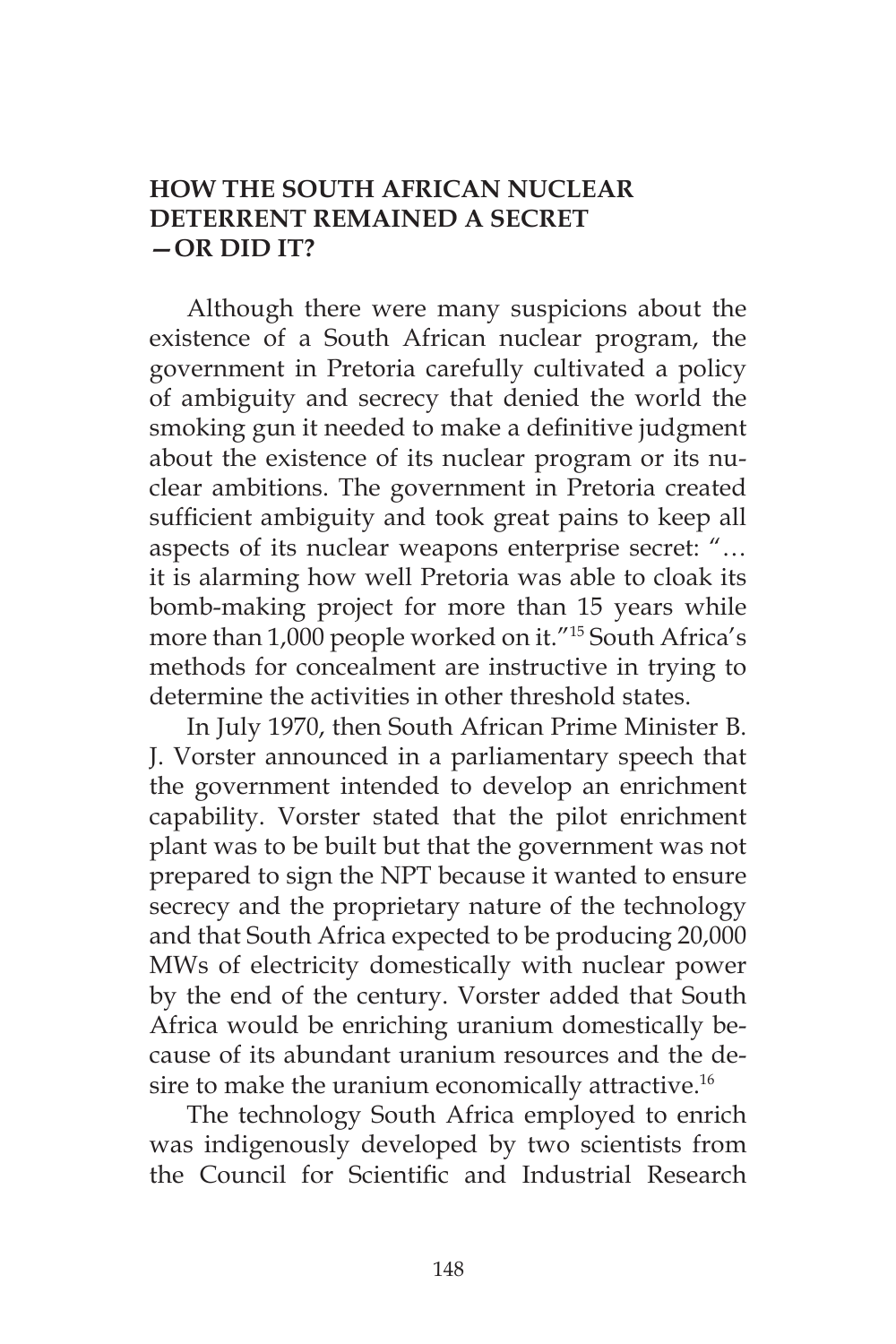## HOW THE SOUTH AFRICAN NUCLEAR DETERRENT REMAINED A SECRET —OR DID IT?

Although there were many suspicions about the existence of a South African nuclear program, the government in Pretoria carefully cultivated a policy of ambiguity and secrecy that denied the world the smoking gun it needed to make a definitive judgment about the existence of its nuclear program or its nuclear ambitions. The government in Pretoria created sufficient ambiguity and took great pains to keep all aspects of its nuclear weapons enterprise secret: "… it is alarming how well Pretoria was able to cloak its bomb-making project for more than 15 years while more than 1,000 people worked on it."[15] South Africa's methods for concealment are instructive in trying to determine the activities in other threshold states.

In July 1970, then South African Prime Minister B. J. Vorster announced in a parliamentary speech that the government intended to develop an enrichment capability. Vorster stated that the pilot enrichment plant was to be built but that the government was not prepared to sign the NPT because it wanted to ensure secrecy and the proprietary nature of the technology and that South Africa expected to be producing 20,000 MWs of electricity domestically with nuclear power by the end of the century. Vorster added that South Africa would be enriching uranium domestically because of its abundant uranium resources and the desire to make the uranium economically attractive.[16]

The technology South Africa employed to enrich was indigenously developed by two scientists from the Council for Scientific and Industrial Research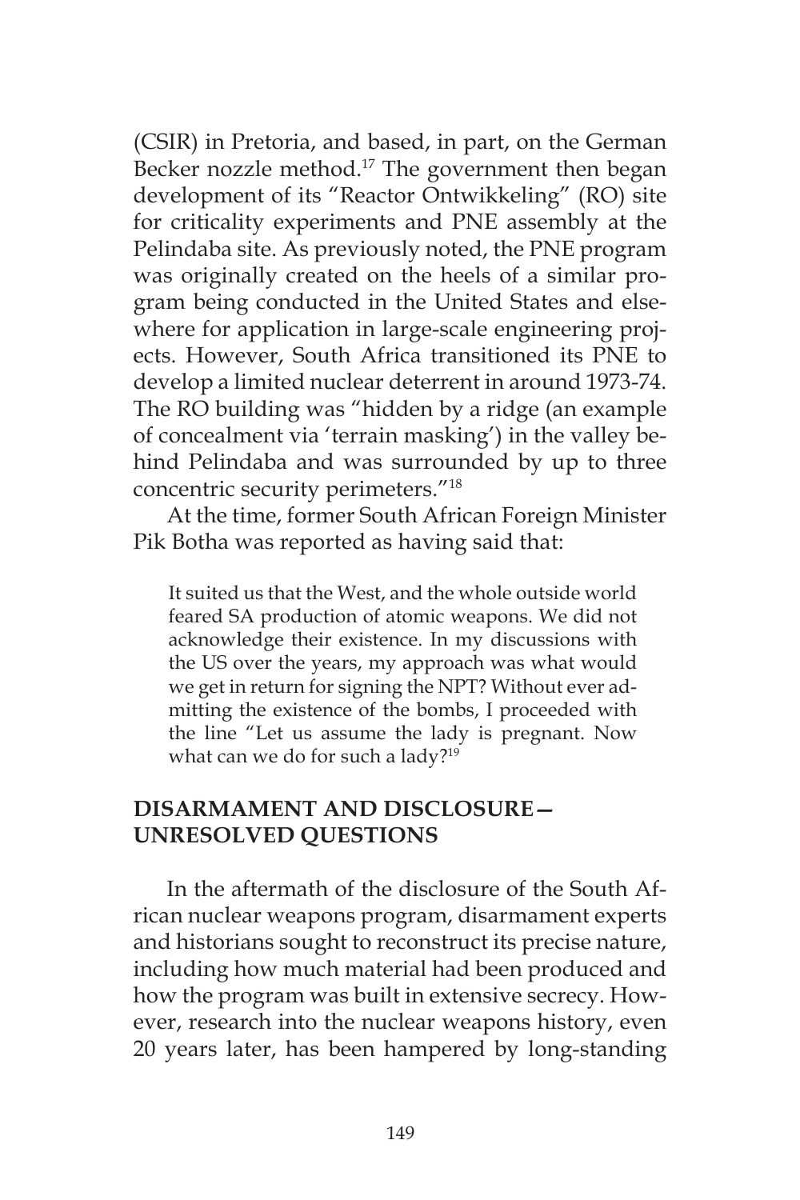(CSIR) in Pretoria, and based, in part, on the German Becker nozzle method.[17] The government then began development of its "Reactor Ontwikkeling" (RO) site for criticality experiments and PNE assembly at the Pelindaba site. As previously noted, the PNE program was originally created on the heels of a similar program being conducted in the United States and elsewhere for application in large-scale engineering projects. However, South Africa transitioned its PNE to develop a limited nuclear deterrent in around 1973-74. The RO building was "hidden by a ridge (an example of concealment via 'terrain masking') in the valley behind Pelindaba and was surrounded by up to three concentric security perimeters."[18]

At the time, former South African Foreign Minister Pik Botha was reported as having said that:

> It suited us that the West, and the whole outside world feared SA production of atomic weapons. We did not acknowledge their existence. In my discussions with the US over the years, my approach was what would we get in return for signing the NPT? Without ever admitting the existence of the bombs, I proceeded with the line "Let us assume the lady is pregnant. Now what can we do for such a lady?[19]

## DISARMAMENT AND DISCLOSURE—UNRESOLVED QUESTIONS

In the aftermath of the disclosure of the South African nuclear weapons program, disarmament experts and historians sought to reconstruct its precise nature, including how much material had been produced and how the program was built in extensive secrecy. However, research into the nuclear weapons history, even 20 years later, has been hampered by long-standing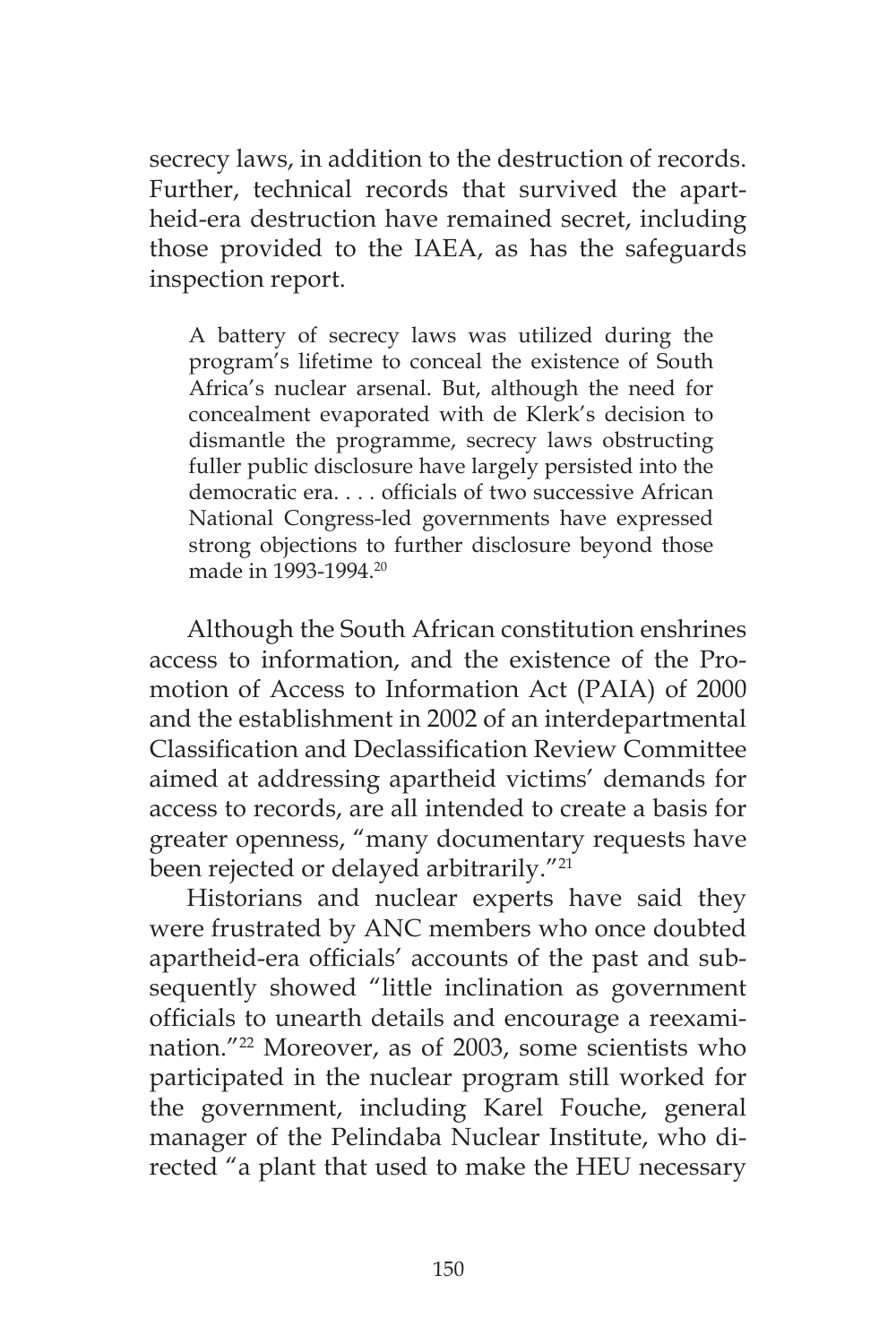secrecy laws, in addition to the destruction of records. Further, technical records that survived the apartheid-era destruction have remained secret, including those provided to the IAEA, as has the safeguards inspection report.

> A battery of secrecy laws was utilized during the program's lifetime to conceal the existence of South Africa's nuclear arsenal. But, although the need for concealment evaporated with de Klerk's decision to dismantle the programme, secrecy laws obstructing fuller public disclosure have largely persisted into the democratic era. . . . officials of two successive African National Congress-led governments have expressed strong objections to further disclosure beyond those made in 1993-1994.[20]

Although the South African constitution enshrines access to information, and the existence of the Promotion of Access to Information Act (PAIA) of 2000 and the establishment in 2002 of an interdepartmental Classification and Declassification Review Committee aimed at addressing apartheid victims' demands for access to records, are all intended to create a basis for greater openness, "many documentary requests have been rejected or delayed arbitrarily."[21]

Historians and nuclear experts have said they were frustrated by ANC members who once doubted apartheid-era officials' accounts of the past and subsequently showed "little inclination as government officials to unearth details and encourage a reexamination."[22] Moreover, as of 2003, some scientists who participated in the nuclear program still worked for the government, including Karel Fouche, general manager of the Pelindaba Nuclear Institute, who directed "a plant that used to make the HEU necessary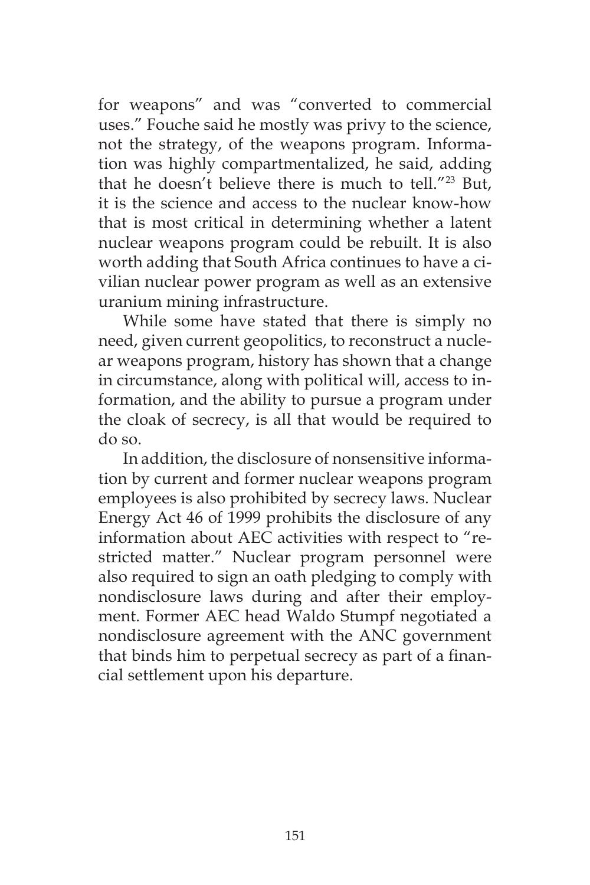for weapons" and was "converted to commercial uses." Fouche said he mostly was privy to the science, not the strategy, of the weapons program. Information was highly compartmentalized, he said, adding that he doesn't believe there is much to tell."[23] But, it is the science and access to the nuclear know-how that is most critical in determining whether a latent nuclear weapons program could be rebuilt. It is also worth adding that South Africa continues to have a civilian nuclear power program as well as an extensive uranium mining infrastructure.

While some have stated that there is simply no need, given current geopolitics, to reconstruct a nuclear weapons program, history has shown that a change in circumstance, along with political will, access to information, and the ability to pursue a program under the cloak of secrecy, is all that would be required to do so.

In addition, the disclosure of nonsensitive information by current and former nuclear weapons program employees is also prohibited by secrecy laws. Nuclear Energy Act 46 of 1999 prohibits the disclosure of any information about AEC activities with respect to "restricted matter." Nuclear program personnel were also required to sign an oath pledging to comply with nondisclosure laws during and after their employment. Former AEC head Waldo Stumpf negotiated a nondisclosure agreement with the ANC government that binds him to perpetual secrecy as part of a financial settlement upon his departure.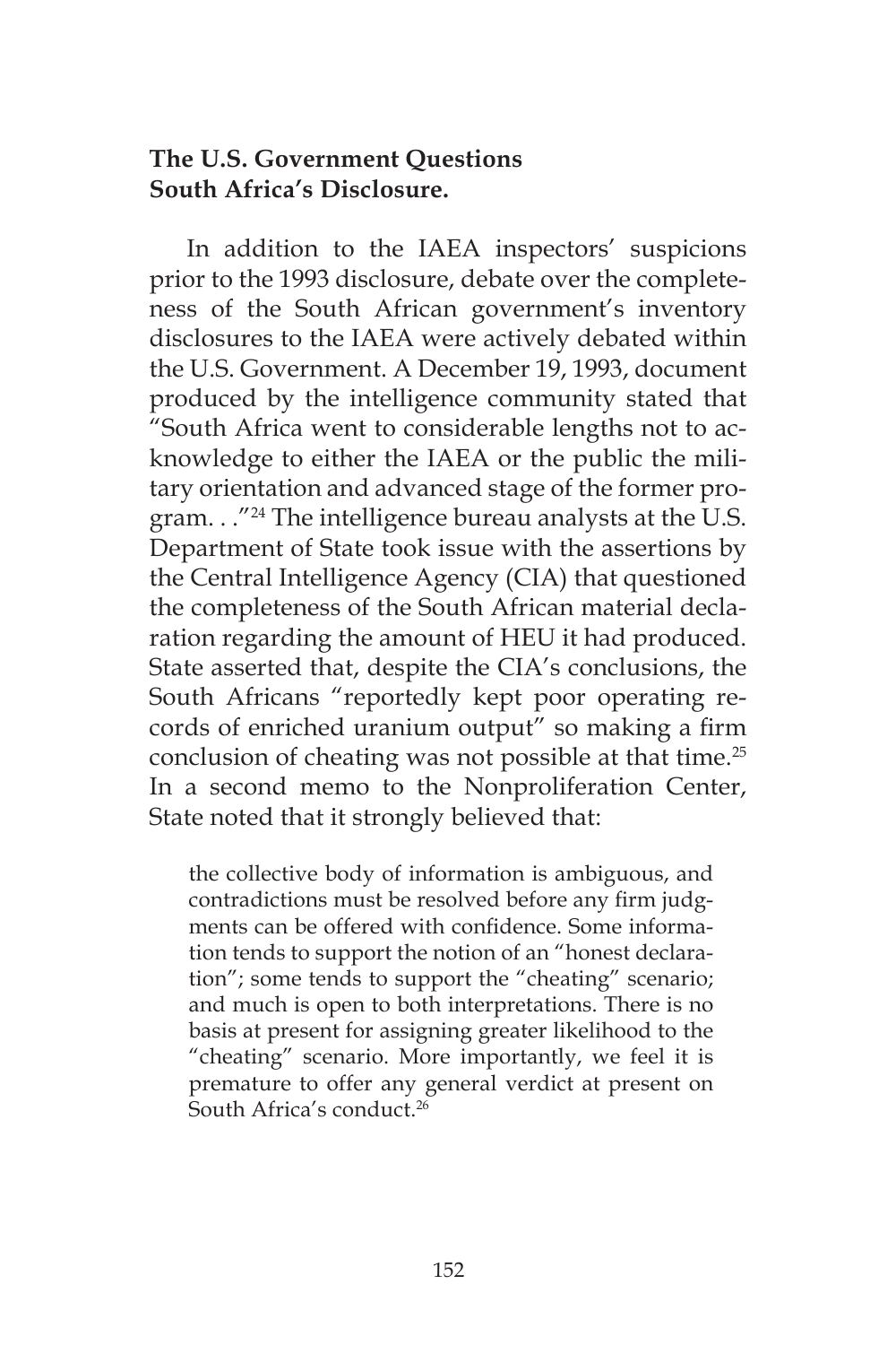**The U.S. Government Questions South Africa's Disclosure.**

In addition to the IAEA inspectors' suspicions prior to the 1993 disclosure, debate over the completeness of the South African government's inventory disclosures to the IAEA were actively debated within the U.S. Government. A December 19, 1993, document produced by the intelligence community stated that "South Africa went to considerable lengths not to acknowledge to either the IAEA or the public the military orientation and advanced stage of the former program. . ."[24] The intelligence bureau analysts at the U.S. Department of State took issue with the assertions by the Central Intelligence Agency (CIA) that questioned the completeness of the South African material declaration regarding the amount of HEU it had produced. State asserted that, despite the CIA's conclusions, the South Africans "reportedly kept poor operating records of enriched uranium output" so making a firm conclusion of cheating was not possible at that time.[25] In a second memo to the Nonproliferation Center, State noted that it strongly believed that:

> the collective body of information is ambiguous, and contradictions must be resolved before any firm judgments can be offered with confidence. Some information tends to support the notion of an "honest declaration"; some tends to support the "cheating" scenario; and much is open to both interpretations. There is no basis at present for assigning greater likelihood to the "cheating" scenario. More importantly, we feel it is premature to offer any general verdict at present on South Africa's conduct.[26]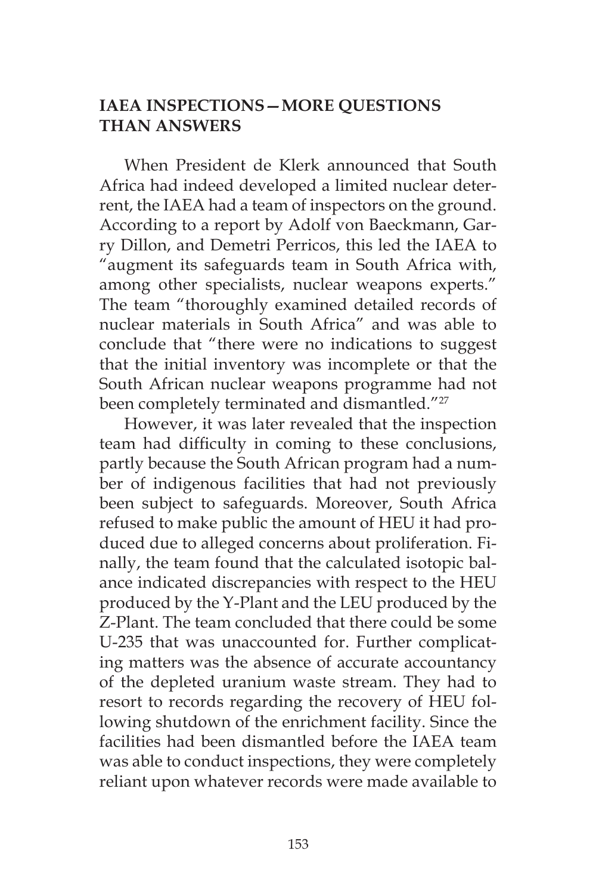## IAEA INSPECTIONS—MORE QUESTIONS THAN ANSWERS

When President de Klerk announced that South Africa had indeed developed a limited nuclear deterrent, the IAEA had a team of inspectors on the ground. According to a report by Adolf von Baeckmann, Garry Dillon, and Demetri Perricos, this led the IAEA to "augment its safeguards team in South Africa with, among other specialists, nuclear weapons experts." The team "thoroughly examined detailed records of nuclear materials in South Africa" and was able to conclude that "there were no indications to suggest that the initial inventory was incomplete or that the South African nuclear weapons programme had not been completely terminated and dismantled."[27]

However, it was later revealed that the inspection team had difficulty in coming to these conclusions, partly because the South African program had a number of indigenous facilities that had not previously been subject to safeguards. Moreover, South Africa refused to make public the amount of HEU it had produced due to alleged concerns about proliferation. Finally, the team found that the calculated isotopic balance indicated discrepancies with respect to the HEU produced by the Y-Plant and the LEU produced by the Z-Plant. The team concluded that there could be some U-235 that was unaccounted for. Further complicating matters was the absence of accurate accountancy of the depleted uranium waste stream. They had to resort to records regarding the recovery of HEU following shutdown of the enrichment facility. Since the facilities had been dismantled before the IAEA team was able to conduct inspections, they were completely reliant upon whatever records were made available to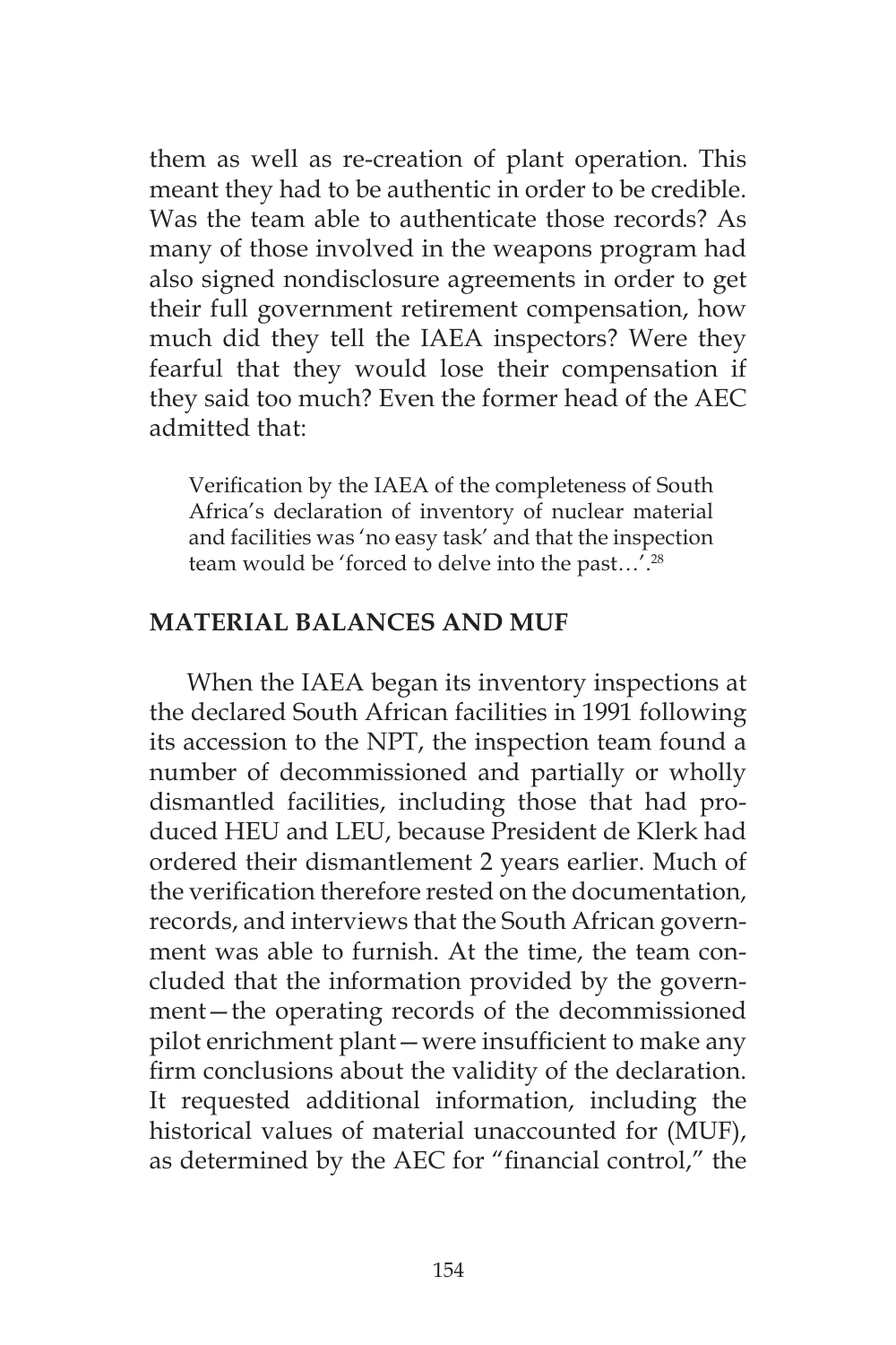them as well as re-creation of plant operation. This meant they had to be authentic in order to be credible. Was the team able to authenticate those records? As many of those involved in the weapons program had also signed nondisclosure agreements in order to get their full government retirement compensation, how much did they tell the IAEA inspectors? Were they fearful that they would lose their compensation if they said too much? Even the former head of the AEC admitted that:

> Verification by the IAEA of the completeness of South Africa's declaration of inventory of nuclear material and facilities was 'no easy task' and that the inspection team would be 'forced to delve into the past…'.[28]

## MATERIAL BALANCES AND MUF

When the IAEA began its inventory inspections at the declared South African facilities in 1991 following its accession to the NPT, the inspection team found a number of decommissioned and partially or wholly dismantled facilities, including those that had produced HEU and LEU, because President de Klerk had ordered their dismantlement 2 years earlier. Much of the verification therefore rested on the documentation, records, and interviews that the South African government was able to furnish. At the time, the team concluded that the information provided by the government—the operating records of the decommissioned pilot enrichment plant—were insufficient to make any firm conclusions about the validity of the declaration. It requested additional information, including the historical values of material unaccounted for (MUF), as determined by the AEC for "financial control," the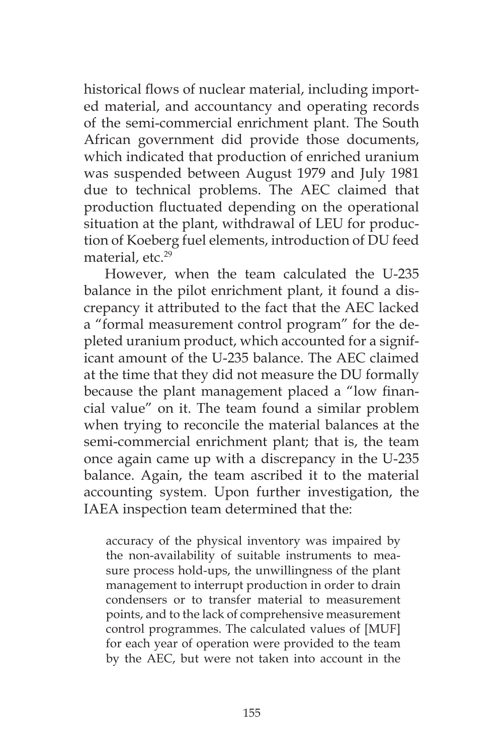historical flows of nuclear material, including imported material, and accountancy and operating records of the semi-commercial enrichment plant. The South African government did provide those documents, which indicated that production of enriched uranium was suspended between August 1979 and July 1981 due to technical problems. The AEC claimed that production fluctuated depending on the operational situation at the plant, withdrawal of LEU for production of Koeberg fuel elements, introduction of DU feed material, etc.[29]

However, when the team calculated the U-235 balance in the pilot enrichment plant, it found a discrepancy it attributed to the fact that the AEC lacked a "formal measurement control program" for the depleted uranium product, which accounted for a significant amount of the U-235 balance. The AEC claimed at the time that they did not measure the DU formally because the plant management placed a "low financial value" on it. The team found a similar problem when trying to reconcile the material balances at the semi-commercial enrichment plant; that is, the team once again came up with a discrepancy in the U-235 balance. Again, the team ascribed it to the material accounting system. Upon further investigation, the IAEA inspection team determined that the:

> accuracy of the physical inventory was impaired by the non-availability of suitable instruments to measure process hold-ups, the unwillingness of the plant management to interrupt production in order to drain condensers or to transfer material to measurement points, and to the lack of comprehensive measurement control programmes. The calculated values of [MUF] for each year of operation were provided to the team by the AEC, but were not taken into account in the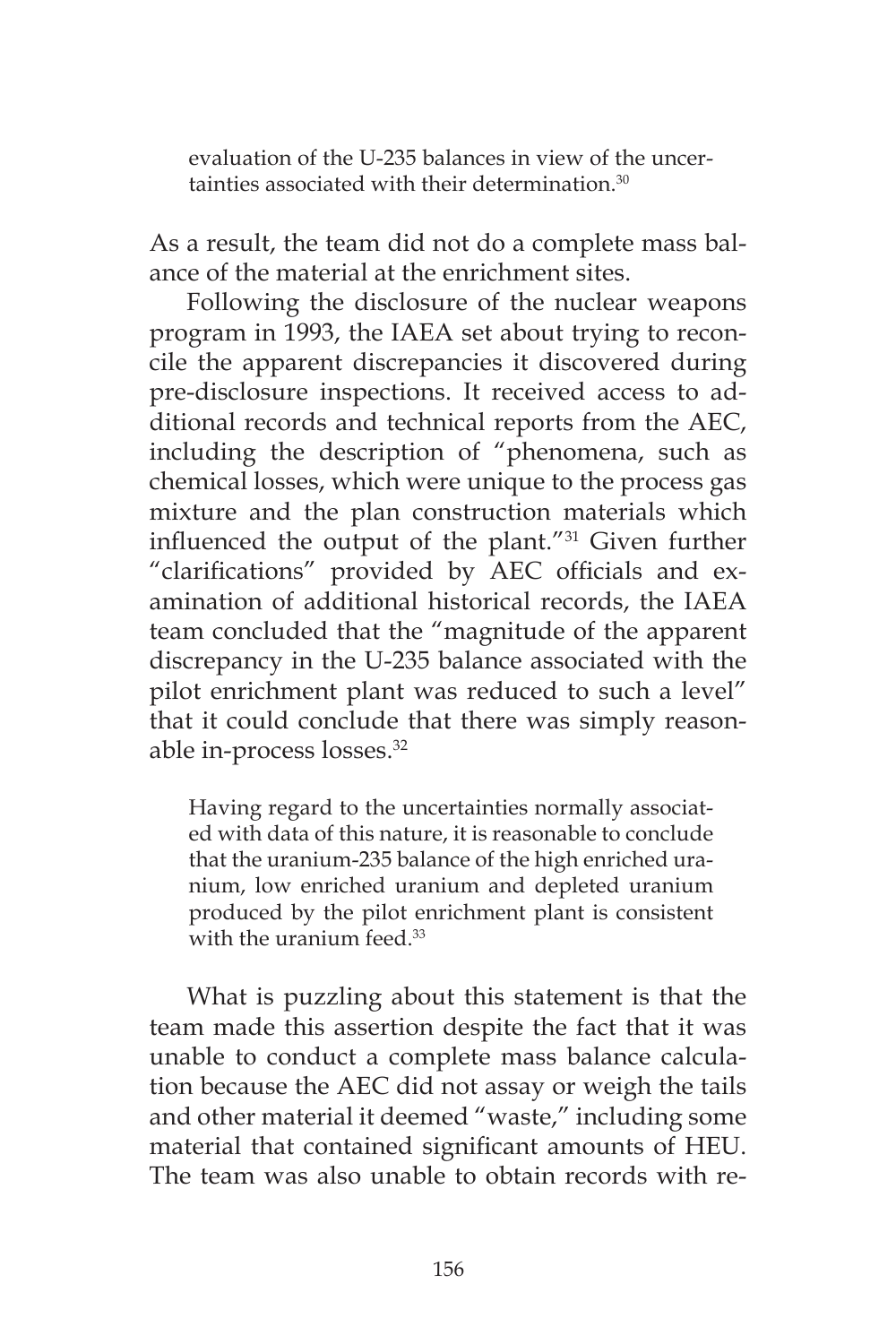> evaluation of the U-235 balances in view of the uncertainties associated with their determination.[30]

As a result, the team did not do a complete mass balance of the material at the enrichment sites.

Following the disclosure of the nuclear weapons program in 1993, the IAEA set about trying to reconcile the apparent discrepancies it discovered during pre-disclosure inspections. It received access to additional records and technical reports from the AEC, including the description of "phenomena, such as chemical losses, which were unique to the process gas mixture and the plan construction materials which influenced the output of the plant."[31] Given further "clarifications" provided by AEC officials and examination of additional historical records, the IAEA team concluded that the "magnitude of the apparent discrepancy in the U-235 balance associated with the pilot enrichment plant was reduced to such a level" that it could conclude that there was simply reasonable in-process losses.[32]

> Having regard to the uncertainties normally associated with data of this nature, it is reasonable to conclude that the uranium-235 balance of the high enriched uranium, low enriched uranium and depleted uranium produced by the pilot enrichment plant is consistent with the uranium feed.[33]

What is puzzling about this statement is that the team made this assertion despite the fact that it was unable to conduct a complete mass balance calculation because the AEC did not assay or weigh the tails and other material it deemed "waste," including some material that contained significant amounts of HEU. The team was also unable to obtain records with re-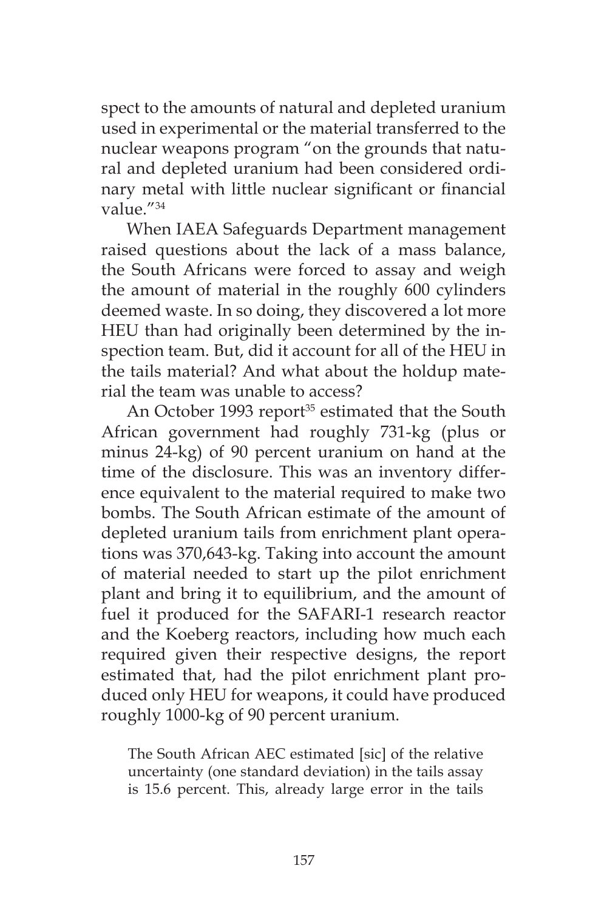spect to the amounts of natural and depleted uranium used in experimental or the material transferred to the nuclear weapons program "on the grounds that natural and depleted uranium had been considered ordinary metal with little nuclear significant or financial value."[34]

When IAEA Safeguards Department management raised questions about the lack of a mass balance, the South Africans were forced to assay and weigh the amount of material in the roughly 600 cylinders deemed waste. In so doing, they discovered a lot more HEU than had originally been determined by the inspection team. But, did it account for all of the HEU in the tails material? And what about the holdup material the team was unable to access?

An October 1993 report[35] estimated that the South African government had roughly 731-kg (plus or minus 24-kg) of 90 percent uranium on hand at the time of the disclosure. This was an inventory difference equivalent to the material required to make two bombs. The South African estimate of the amount of depleted uranium tails from enrichment plant operations was 370,643-kg. Taking into account the amount of material needed to start up the pilot enrichment plant and bring it to equilibrium, and the amount of fuel it produced for the SAFARI-1 research reactor and the Koeberg reactors, including how much each required given their respective designs, the report estimated that, had the pilot enrichment plant produced only HEU for weapons, it could have produced roughly 1000-kg of 90 percent uranium.

> The South African AEC estimated [sic] of the relative uncertainty (one standard deviation) in the tails assay is 15.6 percent. This, already large error in the tails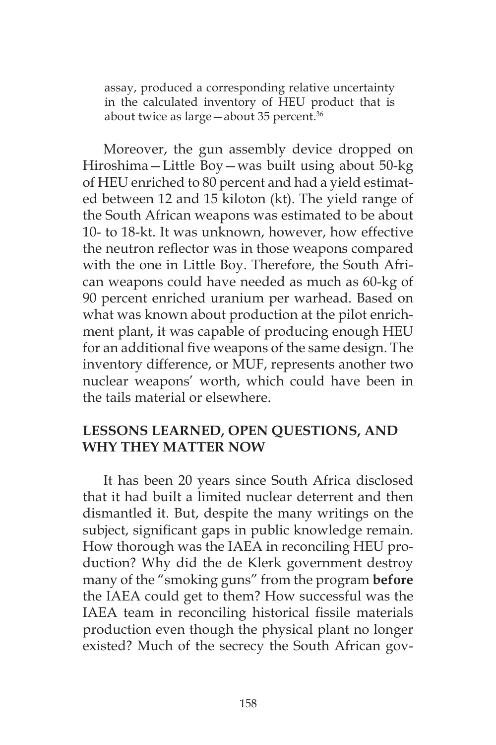> assay, produced a corresponding relative uncertainty in the calculated inventory of HEU product that is about twice as large—about 35 percent.[36]

Moreover, the gun assembly device dropped on Hiroshima—Little Boy—was built using about 50-kg of HEU enriched to 80 percent and had a yield estimated between 12 and 15 kiloton (kt). The yield range of the South African weapons was estimated to be about 10- to 18-kt. It was unknown, however, how effective the neutron reflector was in those weapons compared with the one in Little Boy. Therefore, the South African weapons could have needed as much as 60-kg of 90 percent enriched uranium per warhead. Based on what was known about production at the pilot enrichment plant, it was capable of producing enough HEU for an additional five weapons of the same design. The inventory difference, or MUF, represents another two nuclear weapons' worth, which could have been in the tails material or elsewhere.

## LESSONS LEARNED, OPEN QUESTIONS, AND WHY THEY MATTER NOW

It has been 20 years since South Africa disclosed that it had built a limited nuclear deterrent and then dismantled it. But, despite the many writings on the subject, significant gaps in public knowledge remain. How thorough was the IAEA in reconciling HEU production? Why did the de Klerk government destroy many of the "smoking guns" from the program **before** the IAEA could get to them? How successful was the IAEA team in reconciling historical fissile materials production even though the physical plant no longer existed? Much of the secrecy the South African gov-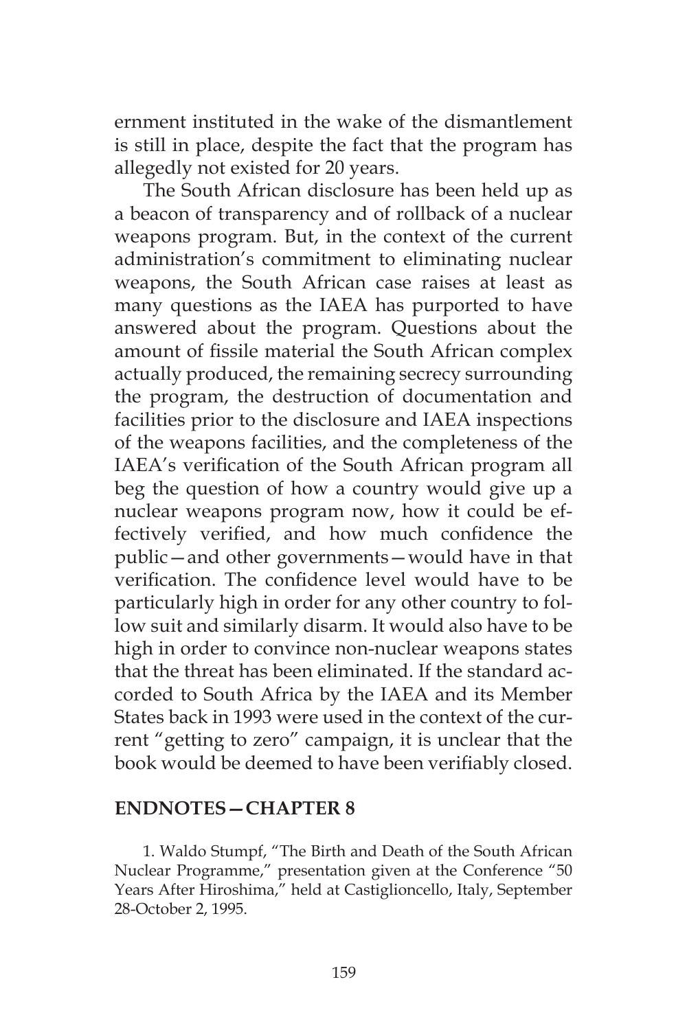ernment instituted in the wake of the dismantlement is still in place, despite the fact that the program has allegedly not existed for 20 years.

The South African disclosure has been held up as a beacon of transparency and of rollback of a nuclear weapons program. But, in the context of the current administration's commitment to eliminating nuclear weapons, the South African case raises at least as many questions as the IAEA has purported to have answered about the program. Questions about the amount of fissile material the South African complex actually produced, the remaining secrecy surrounding the program, the destruction of documentation and facilities prior to the disclosure and IAEA inspections of the weapons facilities, and the completeness of the IAEA's verification of the South African program all beg the question of how a country would give up a nuclear weapons program now, how it could be effectively verified, and how much confidence the public—and other governments—would have in that verification. The confidence level would have to be particularly high in order for any other country to follow suit and similarly disarm. It would also have to be high in order to convince non-nuclear weapons states that the threat has been eliminated. If the standard accorded to South Africa by the IAEA and its Member States back in 1993 were used in the context of the current "getting to zero" campaign, it is unclear that the book would be deemed to have been verifiably closed.

## ENDNOTES—CHAPTER 8

1. Waldo Stumpf, "The Birth and Death of the South African Nuclear Programme," presentation given at the Conference "50 Years After Hiroshima," held at Castiglioncello, Italy, September 28-October 2, 1995.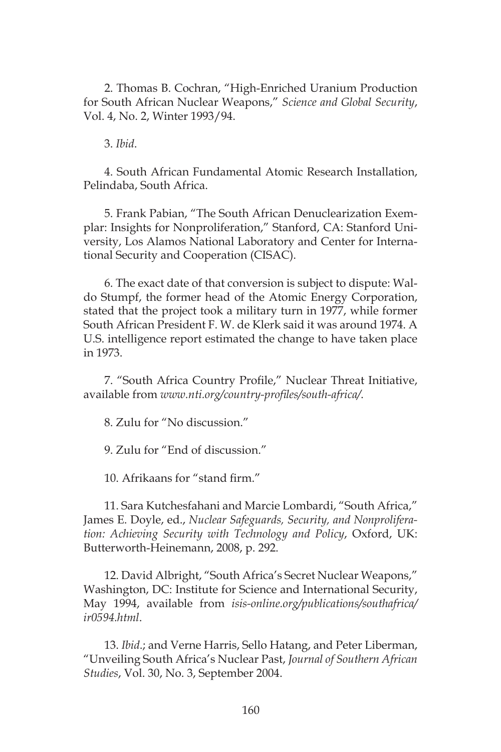2. Thomas B. Cochran, "High-Enriched Uranium Production for South African Nuclear Weapons," *Science and Global Security*, Vol. 4, No. 2, Winter 1993/94.

3. *Ibid*.

4. South African Fundamental Atomic Research Installation, Pelindaba, South Africa.

5. Frank Pabian, "The South African Denuclearization Exemplar: Insights for Nonproliferation," Stanford, CA: Stanford University, Los Alamos National Laboratory and Center for International Security and Cooperation (CISAC).

6. The exact date of that conversion is subject to dispute: Waldo Stumpf, the former head of the Atomic Energy Corporation, stated that the project took a military turn in 1977, while former South African President F. W. de Klerk said it was around 1974. A U.S. intelligence report estimated the change to have taken place in 1973.

7. "South Africa Country Profile," Nuclear Threat Initiative, available from *www.nti.org/country-profiles/south-africa/*.

8. Zulu for "No discussion."

9. Zulu for "End of discussion."

10. Afrikaans for "stand firm."

11. Sara Kutchesfahani and Marcie Lombardi, "South Africa," James E. Doyle, ed., *Nuclear Safeguards, Security, and Nonproliferation: Achieving Security with Technology and Policy*, Oxford, UK: Butterworth-Heinemann, 2008, p. 292.

12. David Albright, "South Africa's Secret Nuclear Weapons," Washington, DC: Institute for Science and International Security, May 1994, available from *isis-online.org/publications/southafrica/ir0594.html*.

13. *Ibid*.; and Verne Harris, Sello Hatang, and Peter Liberman, "Unveiling South Africa's Nuclear Past, *Journal of Southern African Studies*, Vol. 30, No. 3, September 2004.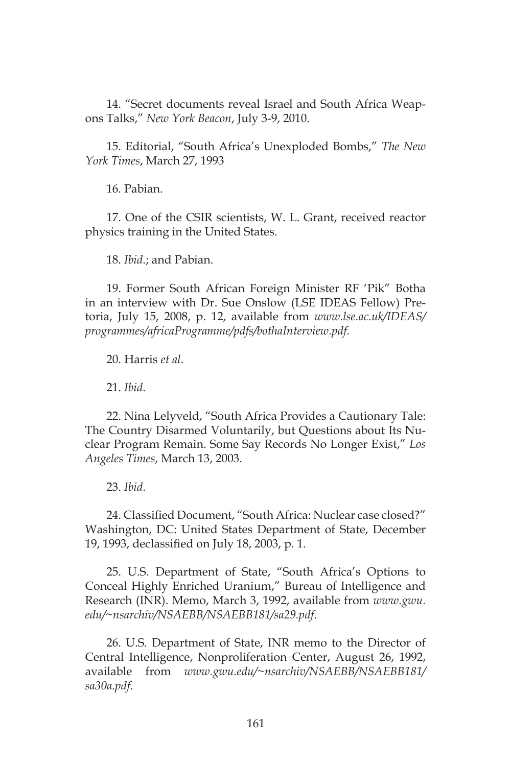14. "Secret documents reveal Israel and South Africa Weapons Talks," *New York Beacon*, July 3-9, 2010.

15. Editorial, "South Africa's Unexploded Bombs," *The New York Times*, March 27, 1993

16. Pabian.

17. One of the CSIR scientists, W. L. Grant, received reactor physics training in the United States.

18. *Ibid*.; and Pabian.

19. Former South African Foreign Minister RF 'Pik" Botha in an interview with Dr. Sue Onslow (LSE IDEAS Fellow) Pretoria, July 15, 2008, p. 12, available from *www.lse.ac.uk/IDEAS/programmes/africaProgramme/pdfs/bothaInterview.pdf*.

20. Harris *et al*.

21. *Ibid*.

22. Nina Lelyveld, "South Africa Provides a Cautionary Tale: The Country Disarmed Voluntarily, but Questions about Its Nuclear Program Remain. Some Say Records No Longer Exist," *Los Angeles Times*, March 13, 2003.

23. *Ibid*.

24. Classified Document, "South Africa: Nuclear case closed?" Washington, DC: United States Department of State, December 19, 1993, declassified on July 18, 2003, p. 1.

25. U.S. Department of State, "South Africa's Options to Conceal Highly Enriched Uranium," Bureau of Intelligence and Research (INR). Memo, March 3, 1992, available from *www.gwu.edu/~nsarchiv/NSAEBB/NSAEBB181/sa29.pdf*.

26. U.S. Department of State, INR memo to the Director of Central Intelligence, Nonproliferation Center, August 26, 1992, available from *www.gwu.edu/~nsarchiv/NSAEBB/NSAEBB181/sa30a.pdf*.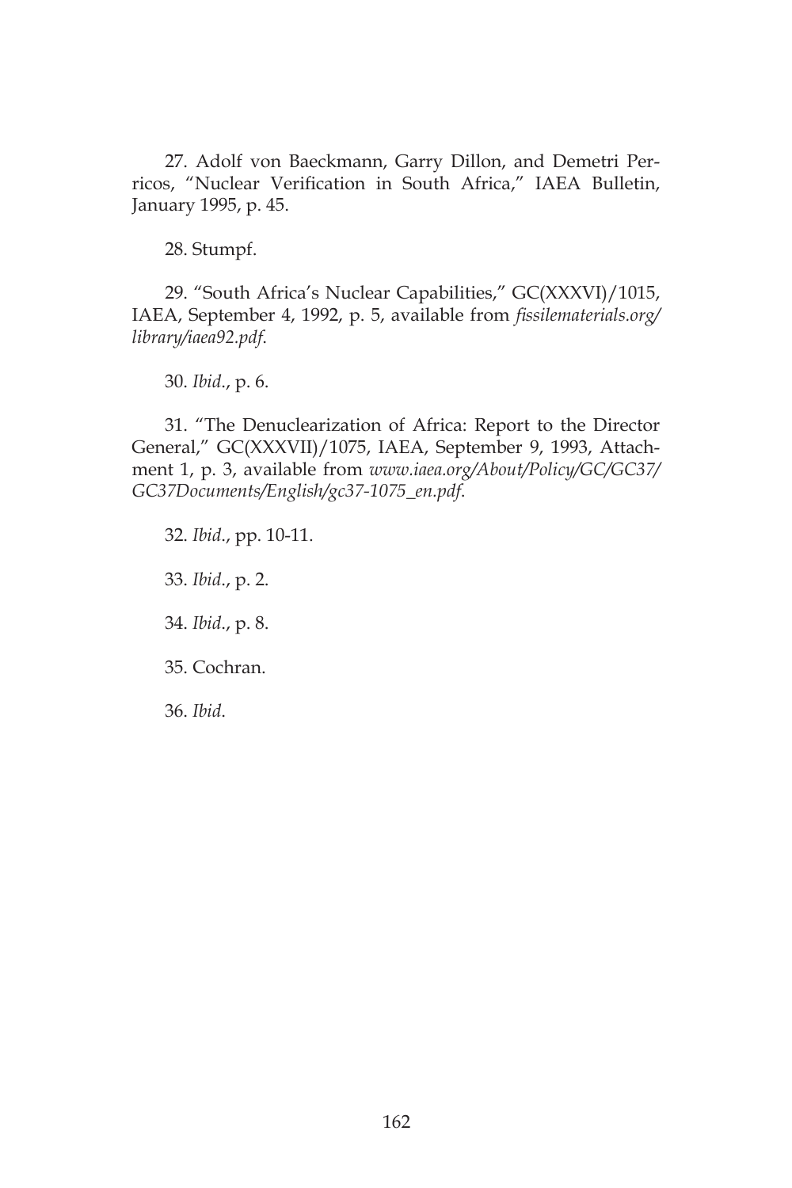27. Adolf von Baeckmann, Garry Dillon, and Demetri Perricos, "Nuclear Verification in South Africa," IAEA Bulletin, January 1995, p. 45.

28. Stumpf.

29. "South Africa's Nuclear Capabilities," GC(XXXVI)/1015, IAEA, September 4, 1992, p. 5, available from *fissilematerials.org/library/iaea92.pdf*.

30. *Ibid*., p. 6.

31. "The Denuclearization of Africa: Report to the Director General," GC(XXXVII)/1075, IAEA, September 9, 1993, Attachment 1, p. 3, available from *www.iaea.org/About/Policy/GC/GC37/GC37Documents/English/gc37-1075_en.pdf*.

32. *Ibid*., pp. 10-11.

33. *Ibid*., p. 2.

34. *Ibid*., p. 8.

35. Cochran.

36. *Ibid*.